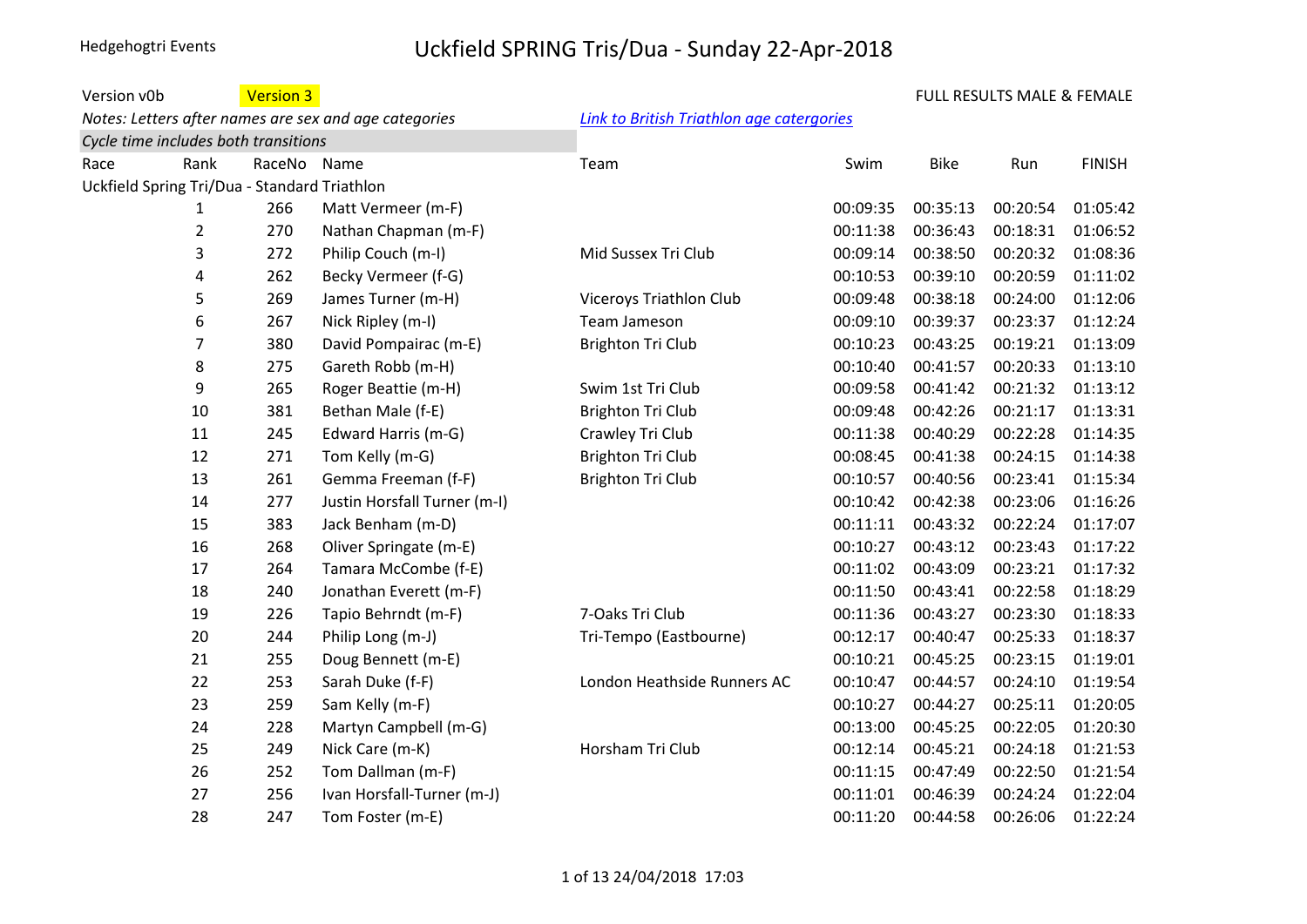Hedgehogtri Events

# Uckfield SPRING Tris/Dua - Sunday 22-Apr-2018

Version v0b    Version 3    FULL RESULTS MALE & FEMALE

*Notes: Letters after names are sex and age categories*    *Link to British Triathlon age catergories*

*Cycle time includes both transitions*

| Race | Rank | RaceNo | Name | Team | Swim | Bike | Run | FINISH |
|---|---|---|---|---|---|---|---|---|
| Uckfield Spring Tri/Dua - Standard Triathlon | | | | | | | | |
| | 1 | 266 | Matt Vermeer (m-F) | | 00:09:35 | 00:35:13 | 00:20:54 | 01:05:42 |
| | 2 | 270 | Nathan Chapman (m-F) | | 00:11:38 | 00:36:43 | 00:18:31 | 01:06:52 |
| | 3 | 272 | Philip Couch (m-I) | Mid Sussex Tri Club | 00:09:14 | 00:38:50 | 00:20:32 | 01:08:36 |
| | 4 | 262 | Becky Vermeer (f-G) | | 00:10:53 | 00:39:10 | 00:20:59 | 01:11:02 |
| | 5 | 269 | James Turner (m-H) | Viceroys Triathlon Club | 00:09:48 | 00:38:18 | 00:24:00 | 01:12:06 |
| | 6 | 267 | Nick Ripley (m-I) | Team Jameson | 00:09:10 | 00:39:37 | 00:23:37 | 01:12:24 |
| | 7 | 380 | David Pompairac (m-E) | Brighton Tri Club | 00:10:23 | 00:43:25 | 00:19:21 | 01:13:09 |
| | 8 | 275 | Gareth Robb (m-H) | | 00:10:40 | 00:41:57 | 00:20:33 | 01:13:10 |
| | 9 | 265 | Roger Beattie (m-H) | Swim 1st Tri Club | 00:09:58 | 00:41:42 | 00:21:32 | 01:13:12 |
| | 10 | 381 | Bethan Male (f-E) | Brighton Tri Club | 00:09:48 | 00:42:26 | 00:21:17 | 01:13:31 |
| | 11 | 245 | Edward Harris (m-G) | Crawley Tri Club | 00:11:38 | 00:40:29 | 00:22:28 | 01:14:35 |
| | 12 | 271 | Tom Kelly (m-G) | Brighton Tri Club | 00:08:45 | 00:41:38 | 00:24:15 | 01:14:38 |
| | 13 | 261 | Gemma Freeman (f-F) | Brighton Tri Club | 00:10:57 | 00:40:56 | 00:23:41 | 01:15:34 |
| | 14 | 277 | Justin Horsfall Turner (m-I) | | 00:10:42 | 00:42:38 | 00:23:06 | 01:16:26 |
| | 15 | 383 | Jack Benham (m-D) | | 00:11:11 | 00:43:32 | 00:22:24 | 01:17:07 |
| | 16 | 268 | Oliver Springate (m-E) | | 00:10:27 | 00:43:12 | 00:23:43 | 01:17:22 |
| | 17 | 264 | Tamara McCombe (f-E) | | 00:11:02 | 00:43:09 | 00:23:21 | 01:17:32 |
| | 18 | 240 | Jonathan Everett (m-F) | | 00:11:50 | 00:43:41 | 00:22:58 | 01:18:29 |
| | 19 | 226 | Tapio Behrndt (m-F) | 7-Oaks Tri Club | 00:11:36 | 00:43:27 | 00:23:30 | 01:18:33 |
| | 20 | 244 | Philip Long (m-J) | Tri-Tempo (Eastbourne) | 00:12:17 | 00:40:47 | 00:25:33 | 01:18:37 |
| | 21 | 255 | Doug Bennett (m-E) | | 00:10:21 | 00:45:25 | 00:23:15 | 01:19:01 |
| | 22 | 253 | Sarah Duke (f-F) | London Heathside Runners AC | 00:10:47 | 00:44:57 | 00:24:10 | 01:19:54 |
| | 23 | 259 | Sam Kelly (m-F) | | 00:10:27 | 00:44:27 | 00:25:11 | 01:20:05 |
| | 24 | 228 | Martyn Campbell (m-G) | | 00:13:00 | 00:45:25 | 00:22:05 | 01:20:30 |
| | 25 | 249 | Nick Care (m-K) | Horsham Tri Club | 00:12:14 | 00:45:21 | 00:24:18 | 01:21:53 |
| | 26 | 252 | Tom Dallman (m-F) | | 00:11:15 | 00:47:49 | 00:22:50 | 01:21:54 |
| | 27 | 256 | Ivan Horsfall-Turner (m-J) | | 00:11:01 | 00:46:39 | 00:24:24 | 01:22:04 |
| | 28 | 247 | Tom Foster (m-E) | | 00:11:20 | 00:44:58 | 00:26:06 | 01:22:24 |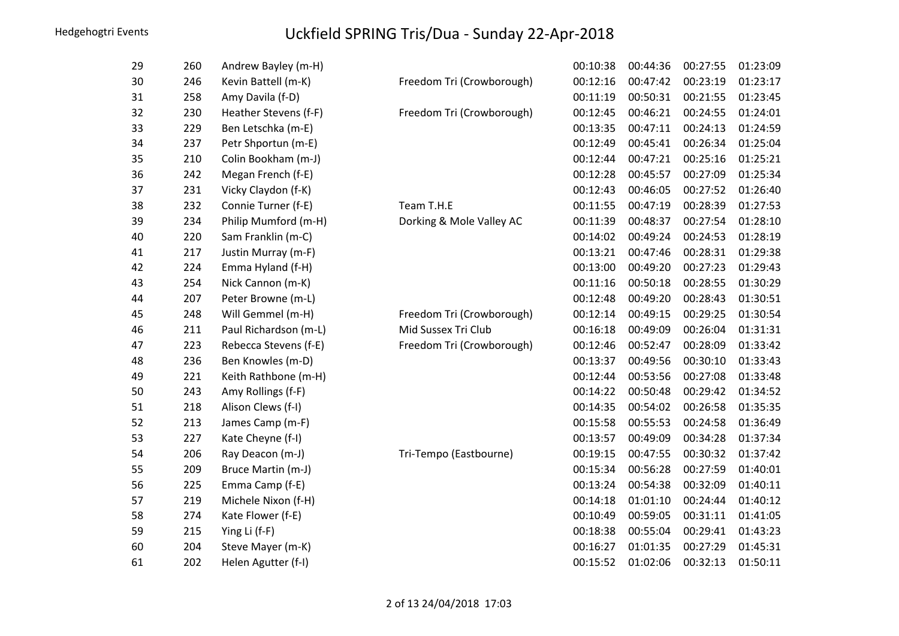| | | | | | | | |
|---|---|---|---|---|---|---|---|
| 29 | 260 | Andrew Bayley (m-H) | | 00:10:38 | 00:44:36 | 00:27:55 | 01:23:09 |
| 30 | 246 | Kevin Battell (m-K) | Freedom Tri (Crowborough) | 00:12:16 | 00:47:42 | 00:23:19 | 01:23:17 |
| 31 | 258 | Amy Davila (f-D) | | 00:11:19 | 00:50:31 | 00:21:55 | 01:23:45 |
| 32 | 230 | Heather Stevens (f-F) | Freedom Tri (Crowborough) | 00:12:45 | 00:46:21 | 00:24:55 | 01:24:01 |
| 33 | 229 | Ben Letschka (m-E) | | 00:13:35 | 00:47:11 | 00:24:13 | 01:24:59 |
| 34 | 237 | Petr Shportun (m-E) | | 00:12:49 | 00:45:41 | 00:26:34 | 01:25:04 |
| 35 | 210 | Colin Bookham (m-J) | | 00:12:44 | 00:47:21 | 00:25:16 | 01:25:21 |
| 36 | 242 | Megan French (f-E) | | 00:12:28 | 00:45:57 | 00:27:09 | 01:25:34 |
| 37 | 231 | Vicky Claydon (f-K) | | 00:12:43 | 00:46:05 | 00:27:52 | 01:26:40 |
| 38 | 232 | Connie Turner (f-E) | Team T.H.E | 00:11:55 | 00:47:19 | 00:28:39 | 01:27:53 |
| 39 | 234 | Philip Mumford (m-H) | Dorking & Mole Valley AC | 00:11:39 | 00:48:37 | 00:27:54 | 01:28:10 |
| 40 | 220 | Sam Franklin (m-C) | | 00:14:02 | 00:49:24 | 00:24:53 | 01:28:19 |
| 41 | 217 | Justin Murray (m-F) | | 00:13:21 | 00:47:46 | 00:28:31 | 01:29:38 |
| 42 | 224 | Emma Hyland (f-H) | | 00:13:00 | 00:49:20 | 00:27:23 | 01:29:43 |
| 43 | 254 | Nick Cannon (m-K) | | 00:11:16 | 00:50:18 | 00:28:55 | 01:30:29 |
| 44 | 207 | Peter Browne (m-L) | | 00:12:48 | 00:49:20 | 00:28:43 | 01:30:51 |
| 45 | 248 | Will Gemmel (m-H) | Freedom Tri (Crowborough) | 00:12:14 | 00:49:15 | 00:29:25 | 01:30:54 |
| 46 | 211 | Paul Richardson (m-L) | Mid Sussex Tri Club | 00:16:18 | 00:49:09 | 00:26:04 | 01:31:31 |
| 47 | 223 | Rebecca Stevens (f-E) | Freedom Tri (Crowborough) | 00:12:46 | 00:52:47 | 00:28:09 | 01:33:42 |
| 48 | 236 | Ben Knowles (m-D) | | 00:13:37 | 00:49:56 | 00:30:10 | 01:33:43 |
| 49 | 221 | Keith Rathbone (m-H) | | 00:12:44 | 00:53:56 | 00:27:08 | 01:33:48 |
| 50 | 243 | Amy Rollings (f-F) | | 00:14:22 | 00:50:48 | 00:29:42 | 01:34:52 |
| 51 | 218 | Alison Clews (f-I) | | 00:14:35 | 00:54:02 | 00:26:58 | 01:35:35 |
| 52 | 213 | James Camp (m-F) | | 00:15:58 | 00:55:53 | 00:24:58 | 01:36:49 |
| 53 | 227 | Kate Cheyne (f-I) | | 00:13:57 | 00:49:09 | 00:34:28 | 01:37:34 |
| 54 | 206 | Ray Deacon (m-J) | Tri-Tempo (Eastbourne) | 00:19:15 | 00:47:55 | 00:30:32 | 01:37:42 |
| 55 | 209 | Bruce Martin (m-J) | | 00:15:34 | 00:56:28 | 00:27:59 | 01:40:01 |
| 56 | 225 | Emma Camp (f-E) | | 00:13:24 | 00:54:38 | 00:32:09 | 01:40:11 |
| 57 | 219 | Michele Nixon (f-H) | | 00:14:18 | 01:01:10 | 00:24:44 | 01:40:12 |
| 58 | 274 | Kate Flower (f-E) | | 00:10:49 | 00:59:05 | 00:31:11 | 01:41:05 |
| 59 | 215 | Ying Li (f-F) | | 00:18:38 | 00:55:04 | 00:29:41 | 01:43:23 |
| 60 | 204 | Steve Mayer (m-K) | | 00:16:27 | 01:01:35 | 00:27:29 | 01:45:31 |
| 61 | 202 | Helen Agutter (f-I) | | 00:15:52 | 01:02:06 | 00:32:13 | 01:50:11 |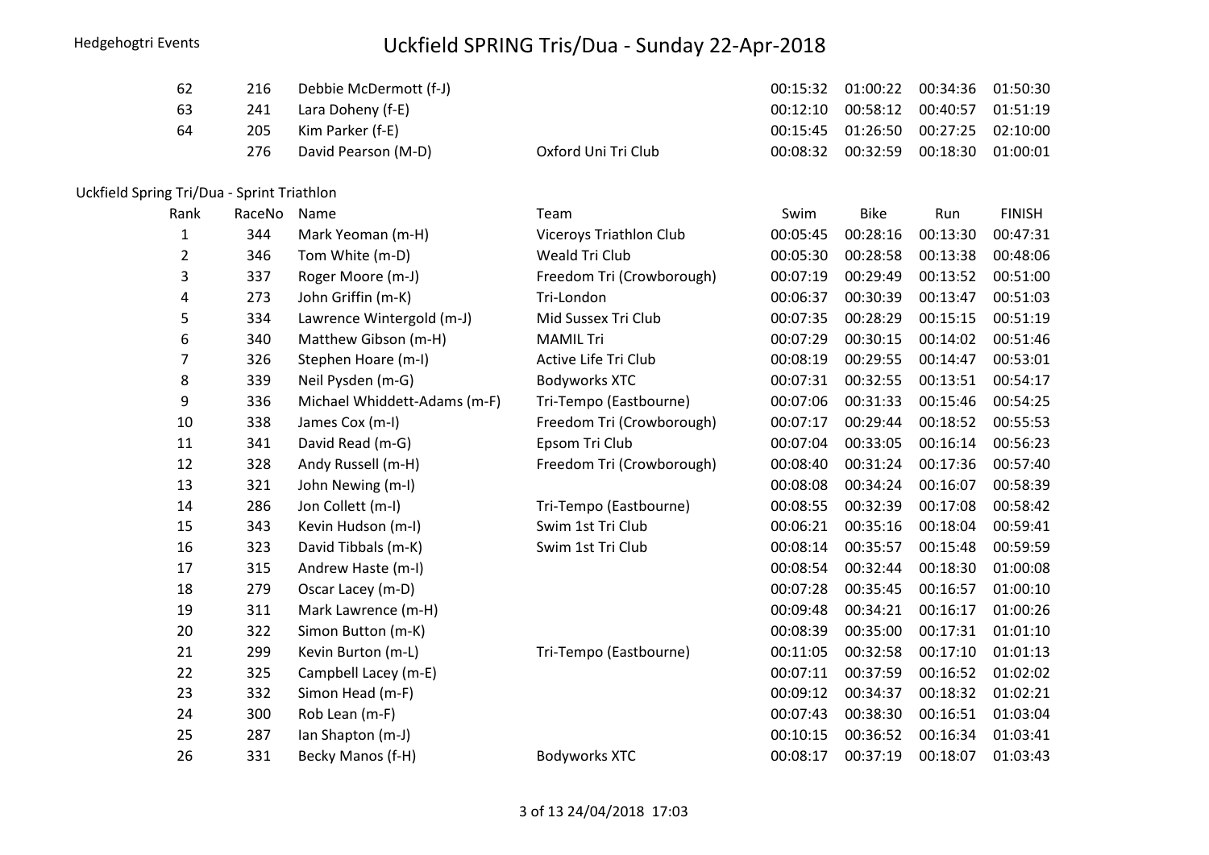| | | | | | | | |
|---|---|---|---|---|---|---|---|
| 62 | 216 | Debbie McDermott (f-J) | | 00:15:32 | 01:00:22 | 00:34:36 | 01:50:30 |
| 63 | 241 | Lara Doheny (f-E) | | 00:12:10 | 00:58:12 | 00:40:57 | 01:51:19 |
| 64 | 205 | Kim Parker (f-E) | | 00:15:45 | 01:26:50 | 00:27:25 | 02:10:00 |
| | 276 | David Pearson (M-D) | Oxford Uni Tri Club | 00:08:32 | 00:32:59 | 00:18:30 | 01:00:01 |

Uckfield Spring Tri/Dua - Sprint Triathlon

| Rank | RaceNo | Name | Team | Swim | Bike | Run | FINISH |
|---|---|---|---|---|---|---|---|
| 1 | 344 | Mark Yeoman (m-H) | Viceroys Triathlon Club | 00:05:45 | 00:28:16 | 00:13:30 | 00:47:31 |
| 2 | 346 | Tom White (m-D) | Weald Tri Club | 00:05:30 | 00:28:58 | 00:13:38 | 00:48:06 |
| 3 | 337 | Roger Moore (m-J) | Freedom Tri (Crowborough) | 00:07:19 | 00:29:49 | 00:13:52 | 00:51:00 |
| 4 | 273 | John Griffin (m-K) | Tri-London | 00:06:37 | 00:30:39 | 00:13:47 | 00:51:03 |
| 5 | 334 | Lawrence Wintergold (m-J) | Mid Sussex Tri Club | 00:07:35 | 00:28:29 | 00:15:15 | 00:51:19 |
| 6 | 340 | Matthew Gibson (m-H) | MAMIL Tri | 00:07:29 | 00:30:15 | 00:14:02 | 00:51:46 |
| 7 | 326 | Stephen Hoare (m-I) | Active Life Tri Club | 00:08:19 | 00:29:55 | 00:14:47 | 00:53:01 |
| 8 | 339 | Neil Pysden (m-G) | Bodyworks XTC | 00:07:31 | 00:32:55 | 00:13:51 | 00:54:17 |
| 9 | 336 | Michael Whiddett-Adams (m-F) | Tri-Tempo (Eastbourne) | 00:07:06 | 00:31:33 | 00:15:46 | 00:54:25 |
| 10 | 338 | James Cox (m-I) | Freedom Tri (Crowborough) | 00:07:17 | 00:29:44 | 00:18:52 | 00:55:53 |
| 11 | 341 | David Read (m-G) | Epsom Tri Club | 00:07:04 | 00:33:05 | 00:16:14 | 00:56:23 |
| 12 | 328 | Andy Russell (m-H) | Freedom Tri (Crowborough) | 00:08:40 | 00:31:24 | 00:17:36 | 00:57:40 |
| 13 | 321 | John Newing (m-I) | | 00:08:08 | 00:34:24 | 00:16:07 | 00:58:39 |
| 14 | 286 | Jon Collett (m-I) | Tri-Tempo (Eastbourne) | 00:08:55 | 00:32:39 | 00:17:08 | 00:58:42 |
| 15 | 343 | Kevin Hudson (m-I) | Swim 1st Tri Club | 00:06:21 | 00:35:16 | 00:18:04 | 00:59:41 |
| 16 | 323 | David Tibbals (m-K) | Swim 1st Tri Club | 00:08:14 | 00:35:57 | 00:15:48 | 00:59:59 |
| 17 | 315 | Andrew Haste (m-I) | | 00:08:54 | 00:32:44 | 00:18:30 | 01:00:08 |
| 18 | 279 | Oscar Lacey (m-D) | | 00:07:28 | 00:35:45 | 00:16:57 | 01:00:10 |
| 19 | 311 | Mark Lawrence (m-H) | | 00:09:48 | 00:34:21 | 00:16:17 | 01:00:26 |
| 20 | 322 | Simon Button (m-K) | | 00:08:39 | 00:35:00 | 00:17:31 | 01:01:10 |
| 21 | 299 | Kevin Burton (m-L) | Tri-Tempo (Eastbourne) | 00:11:05 | 00:32:58 | 00:17:10 | 01:01:13 |
| 22 | 325 | Campbell Lacey (m-E) | | 00:07:11 | 00:37:59 | 00:16:52 | 01:02:02 |
| 23 | 332 | Simon Head (m-F) | | 00:09:12 | 00:34:37 | 00:18:32 | 01:02:21 |
| 24 | 300 | Rob Lean (m-F) | | 00:07:43 | 00:38:30 | 00:16:51 | 01:03:04 |
| 25 | 287 | Ian Shapton (m-J) | | 00:10:15 | 00:36:52 | 00:16:34 | 01:03:41 |
| 26 | 331 | Becky Manos (f-H) | Bodyworks XTC | 00:08:17 | 00:37:19 | 00:18:07 | 01:03:43 |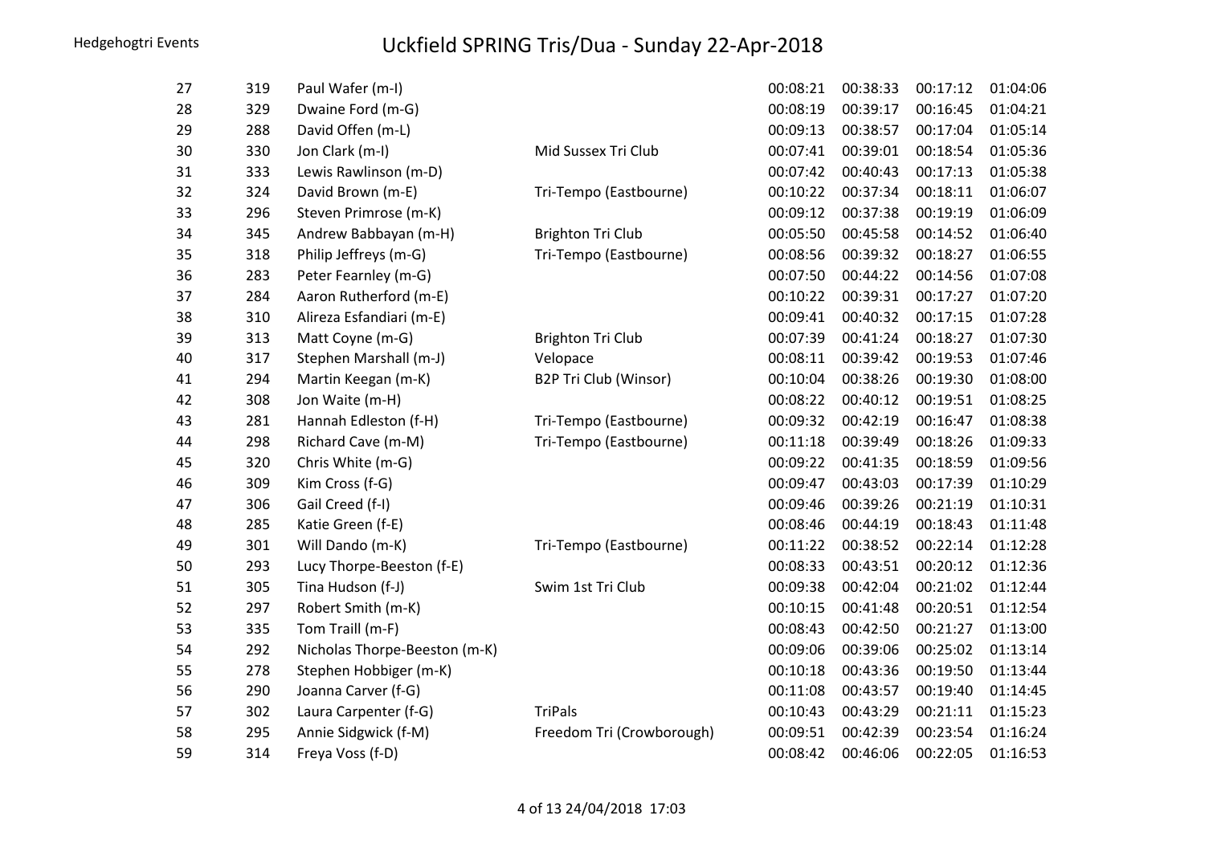# Uckfield SPRING Tris/Dua - Sunday 22-Apr-2018

| | | | | | | | |
|---|---|---|---|---|---|---|---|
| 27 | 319 | Paul Wafer (m-I) | | 00:08:21 | 00:38:33 | 00:17:12 | 01:04:06 |
| 28 | 329 | Dwaine Ford (m-G) | | 00:08:19 | 00:39:17 | 00:16:45 | 01:04:21 |
| 29 | 288 | David Offen (m-L) | | 00:09:13 | 00:38:57 | 00:17:04 | 01:05:14 |
| 30 | 330 | Jon Clark (m-I) | Mid Sussex Tri Club | 00:07:41 | 00:39:01 | 00:18:54 | 01:05:36 |
| 31 | 333 | Lewis Rawlinson (m-D) | | 00:07:42 | 00:40:43 | 00:17:13 | 01:05:38 |
| 32 | 324 | David Brown (m-E) | Tri-Tempo (Eastbourne) | 00:10:22 | 00:37:34 | 00:18:11 | 01:06:07 |
| 33 | 296 | Steven Primrose (m-K) | | 00:09:12 | 00:37:38 | 00:19:19 | 01:06:09 |
| 34 | 345 | Andrew Babbayan (m-H) | Brighton Tri Club | 00:05:50 | 00:45:58 | 00:14:52 | 01:06:40 |
| 35 | 318 | Philip Jeffreys (m-G) | Tri-Tempo (Eastbourne) | 00:08:56 | 00:39:32 | 00:18:27 | 01:06:55 |
| 36 | 283 | Peter Fearnley (m-G) | | 00:07:50 | 00:44:22 | 00:14:56 | 01:07:08 |
| 37 | 284 | Aaron Rutherford (m-E) | | 00:10:22 | 00:39:31 | 00:17:27 | 01:07:20 |
| 38 | 310 | Alireza Esfandiari (m-E) | | 00:09:41 | 00:40:32 | 00:17:15 | 01:07:28 |
| 39 | 313 | Matt Coyne (m-G) | Brighton Tri Club | 00:07:39 | 00:41:24 | 00:18:27 | 01:07:30 |
| 40 | 317 | Stephen Marshall (m-J) | Velopace | 00:08:11 | 00:39:42 | 00:19:53 | 01:07:46 |
| 41 | 294 | Martin Keegan (m-K) | B2P Tri Club (Winsor) | 00:10:04 | 00:38:26 | 00:19:30 | 01:08:00 |
| 42 | 308 | Jon Waite (m-H) | | 00:08:22 | 00:40:12 | 00:19:51 | 01:08:25 |
| 43 | 281 | Hannah Edleston (f-H) | Tri-Tempo (Eastbourne) | 00:09:32 | 00:42:19 | 00:16:47 | 01:08:38 |
| 44 | 298 | Richard Cave (m-M) | Tri-Tempo (Eastbourne) | 00:11:18 | 00:39:49 | 00:18:26 | 01:09:33 |
| 45 | 320 | Chris White (m-G) | | 00:09:22 | 00:41:35 | 00:18:59 | 01:09:56 |
| 46 | 309 | Kim Cross (f-G) | | 00:09:47 | 00:43:03 | 00:17:39 | 01:10:29 |
| 47 | 306 | Gail Creed (f-I) | | 00:09:46 | 00:39:26 | 00:21:19 | 01:10:31 |
| 48 | 285 | Katie Green (f-E) | | 00:08:46 | 00:44:19 | 00:18:43 | 01:11:48 |
| 49 | 301 | Will Dando (m-K) | Tri-Tempo (Eastbourne) | 00:11:22 | 00:38:52 | 00:22:14 | 01:12:28 |
| 50 | 293 | Lucy Thorpe-Beeston (f-E) | | 00:08:33 | 00:43:51 | 00:20:12 | 01:12:36 |
| 51 | 305 | Tina Hudson (f-J) | Swim 1st Tri Club | 00:09:38 | 00:42:04 | 00:21:02 | 01:12:44 |
| 52 | 297 | Robert Smith (m-K) | | 00:10:15 | 00:41:48 | 00:20:51 | 01:12:54 |
| 53 | 335 | Tom Traill (m-F) | | 00:08:43 | 00:42:50 | 00:21:27 | 01:13:00 |
| 54 | 292 | Nicholas Thorpe-Beeston (m-K) | | 00:09:06 | 00:39:06 | 00:25:02 | 01:13:14 |
| 55 | 278 | Stephen Hobbiger (m-K) | | 00:10:18 | 00:43:36 | 00:19:50 | 01:13:44 |
| 56 | 290 | Joanna Carver (f-G) | | 00:11:08 | 00:43:57 | 00:19:40 | 01:14:45 |
| 57 | 302 | Laura Carpenter (f-G) | TriPals | 00:10:43 | 00:43:29 | 00:21:11 | 01:15:23 |
| 58 | 295 | Annie Sidgwick (f-M) | Freedom Tri (Crowborough) | 00:09:51 | 00:42:39 | 00:23:54 | 01:16:24 |
| 59 | 314 | Freya Voss (f-D) | | 00:08:42 | 00:46:06 | 00:22:05 | 01:16:53 |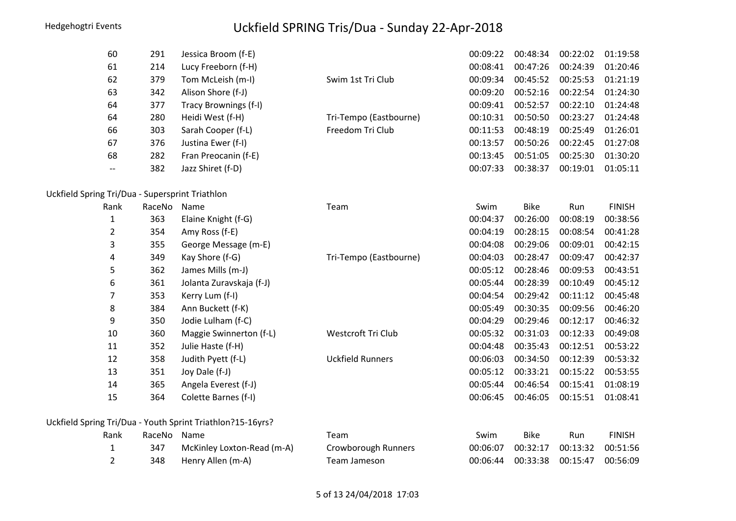| Rank | RaceNo | Name | Team | Swim | Bike | Run | FINISH |
|---|---|---|---|---|---|---|---|
| 60 | 291 | Jessica Broom (f-E) | | 00:09:22 | 00:48:34 | 00:22:02 | 01:19:58 |
| 61 | 214 | Lucy Freeborn (f-H) | | 00:08:41 | 00:47:26 | 00:24:39 | 01:20:46 |
| 62 | 379 | Tom McLeish (m-I) | Swim 1st Tri Club | 00:09:34 | 00:45:52 | 00:25:53 | 01:21:19 |
| 63 | 342 | Alison Shore (f-J) | | 00:09:20 | 00:52:16 | 00:22:54 | 01:24:30 |
| 64 | 377 | Tracy Brownings (f-I) | | 00:09:41 | 00:52:57 | 00:22:10 | 01:24:48 |
| 64 | 280 | Heidi West (f-H) | Tri-Tempo (Eastbourne) | 00:10:31 | 00:50:50 | 00:23:27 | 01:24:48 |
| 66 | 303 | Sarah Cooper (f-L) | Freedom Tri Club | 00:11:53 | 00:48:19 | 00:25:49 | 01:26:01 |
| 67 | 376 | Justina Ewer (f-I) | | 00:13:57 | 00:50:26 | 00:22:45 | 01:27:08 |
| 68 | 282 | Fran Preocanin (f-E) | | 00:13:45 | 00:51:05 | 00:25:30 | 01:30:20 |
| -- | 382 | Jazz Shiret (f-D) | | 00:07:33 | 00:38:37 | 00:19:01 | 01:05:11 |

Uckfield Spring Tri/Dua - Supersprint Triathlon

| Rank | RaceNo | Name | Team | Swim | Bike | Run | FINISH |
|---|---|---|---|---|---|---|---|
| 1 | 363 | Elaine Knight (f-G) | | 00:04:37 | 00:26:00 | 00:08:19 | 00:38:56 |
| 2 | 354 | Amy Ross (f-E) | | 00:04:19 | 00:28:15 | 00:08:54 | 00:41:28 |
| 3 | 355 | George Message (m-E) | | 00:04:08 | 00:29:06 | 00:09:01 | 00:42:15 |
| 4 | 349 | Kay Shore (f-G) | Tri-Tempo (Eastbourne) | 00:04:03 | 00:28:47 | 00:09:47 | 00:42:37 |
| 5 | 362 | James Mills (m-J) | | 00:05:12 | 00:28:46 | 00:09:53 | 00:43:51 |
| 6 | 361 | Jolanta Zuravskaja (f-J) | | 00:05:44 | 00:28:39 | 00:10:49 | 00:45:12 |
| 7 | 353 | Kerry Lum (f-I) | | 00:04:54 | 00:29:42 | 00:11:12 | 00:45:48 |
| 8 | 384 | Ann Buckett (f-K) | | 00:05:49 | 00:30:35 | 00:09:56 | 00:46:20 |
| 9 | 350 | Jodie Lulham (f-C) | | 00:04:29 | 00:29:46 | 00:12:17 | 00:46:32 |
| 10 | 360 | Maggie Swinnerton (f-L) | Westcroft Tri Club | 00:05:32 | 00:31:03 | 00:12:33 | 00:49:08 |
| 11 | 352 | Julie Haste (f-H) | | 00:04:48 | 00:35:43 | 00:12:51 | 00:53:22 |
| 12 | 358 | Judith Pyett (f-L) | Uckfield Runners | 00:06:03 | 00:34:50 | 00:12:39 | 00:53:32 |
| 13 | 351 | Joy Dale (f-J) | | 00:05:12 | 00:33:21 | 00:15:22 | 00:53:55 |
| 14 | 365 | Angela Everest (f-J) | | 00:05:44 | 00:46:54 | 00:15:41 | 01:08:19 |
| 15 | 364 | Colette Barnes (f-I) | | 00:06:45 | 00:46:05 | 00:15:51 | 01:08:41 |

Uckfield Spring Tri/Dua - Youth Sprint Triathlon?15-16yrs?

| Rank | RaceNo | Name | Team | Swim | Bike | Run | FINISH |
|---|---|---|---|---|---|---|---|
| 1 | 347 | McKinley Loxton-Read (m-A) | Crowborough Runners | 00:06:07 | 00:32:17 | 00:13:32 | 00:51:56 |
| 2 | 348 | Henry Allen (m-A) | Team Jameson | 00:06:44 | 00:33:38 | 00:15:47 | 00:56:09 |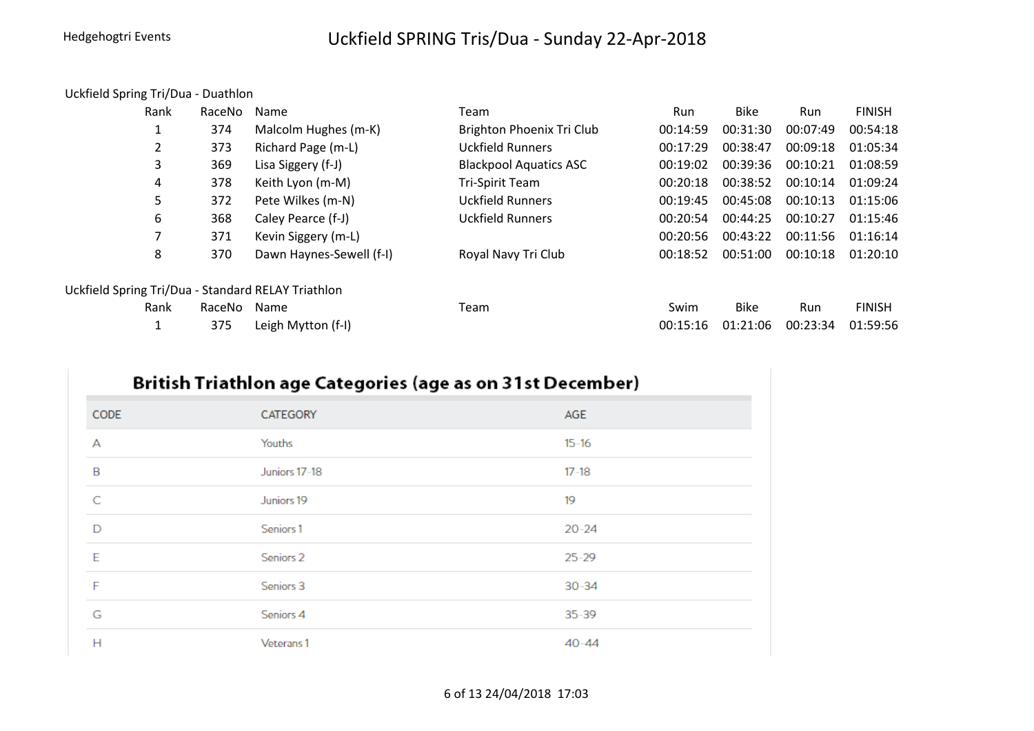Hedgehogtri Events

# Uckfield SPRING Tris/Dua - Sunday 22-Apr-2018

## Uckfield Spring Tri/Dua - Duathlon

| Rank | RaceNo | Name | Team | Run | Bike | Run | FINISH |
|---|---|---|---|---|---|---|---|
| 1 | 374 | Malcolm Hughes (m-K) | Brighton Phoenix Tri Club | 00:14:59 | 00:31:30 | 00:07:49 | 00:54:18 |
| 2 | 373 | Richard Page (m-L) | Uckfield Runners | 00:17:29 | 00:38:47 | 00:09:18 | 01:05:34 |
| 3 | 369 | Lisa Siggery (f-J) | Blackpool Aquatics ASC | 00:19:02 | 00:39:36 | 00:10:21 | 01:08:59 |
| 4 | 378 | Keith Lyon (m-M) | Tri-Spirit Team | 00:20:18 | 00:38:52 | 00:10:14 | 01:09:24 |
| 5 | 372 | Pete Wilkes (m-N) | Uckfield Runners | 00:19:45 | 00:45:08 | 00:10:13 | 01:15:06 |
| 6 | 368 | Caley Pearce (f-J) | Uckfield Runners | 00:20:54 | 00:44:25 | 00:10:27 | 01:15:46 |
| 7 | 371 | Kevin Siggery (m-L) | | 00:20:56 | 00:43:22 | 00:11:56 | 01:16:14 |
| 8 | 370 | Dawn Haynes-Sewell (f-I) | Royal Navy Tri Club | 00:18:52 | 00:51:00 | 00:10:18 | 01:20:10 |

## Uckfield Spring Tri/Dua - Standard RELAY Triathlon

| Rank | RaceNo | Name | Team | Swim | Bike | Run | FINISH |
|---|---|---|---|---|---|---|---|
| 1 | 375 | Leigh Mytton (f-I) | | 00:15:16 | 01:21:06 | 00:23:34 | 01:59:56 |

## British Triathlon age Categories (age as on 31st December)

| CODE | CATEGORY | AGE |
|---|---|---|
| A | Youths | 15-16 |
| B | Juniors 17-18 | 17-18 |
| C | Juniors 19 | 19 |
| D | Seniors 1 | 20-24 |
| E | Seniors 2 | 25-29 |
| F | Seniors 3 | 30-34 |
| G | Seniors 4 | 35-39 |
| H | Veterans 1 | 40-44 |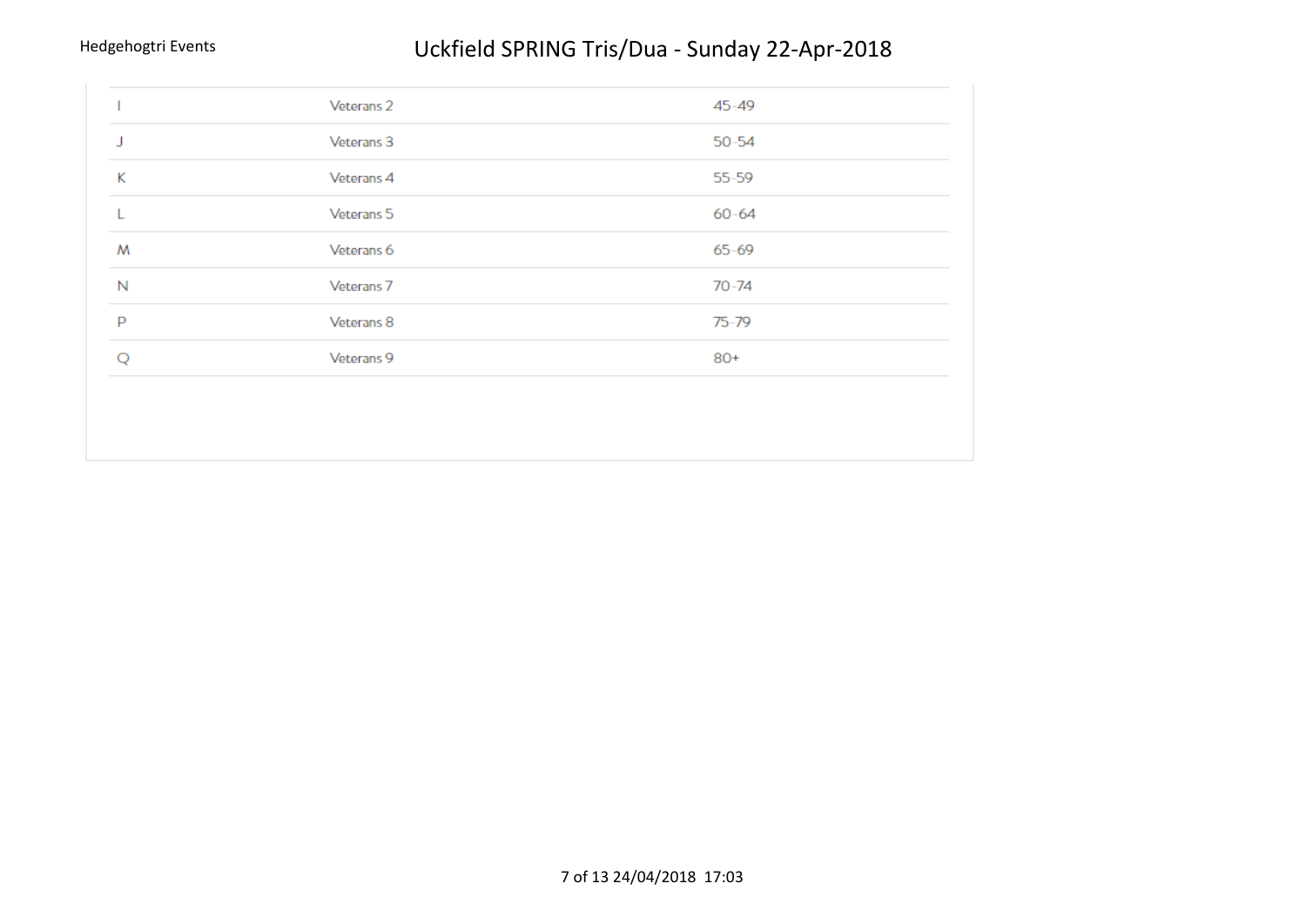| | | |
|---|---|---|
| I | Veterans 2 | 45-49 |
| J | Veterans 3 | 50-54 |
| K | Veterans 4 | 55-59 |
| L | Veterans 5 | 60-64 |
| M | Veterans 6 | 65-69 |
| N | Veterans 7 | 70-74 |
| P | Veterans 8 | 75-79 |
| Q | Veterans 9 | 80+ |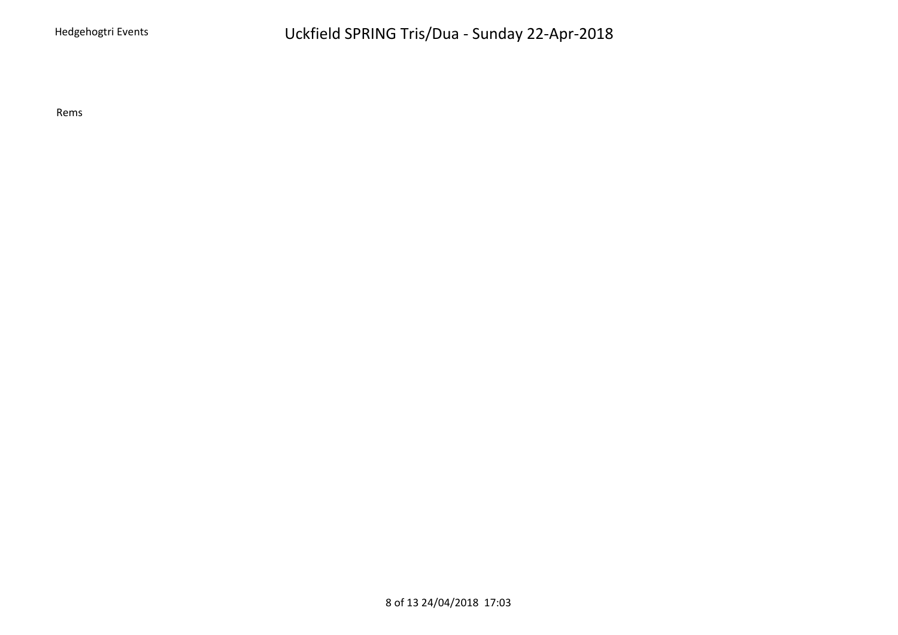Rems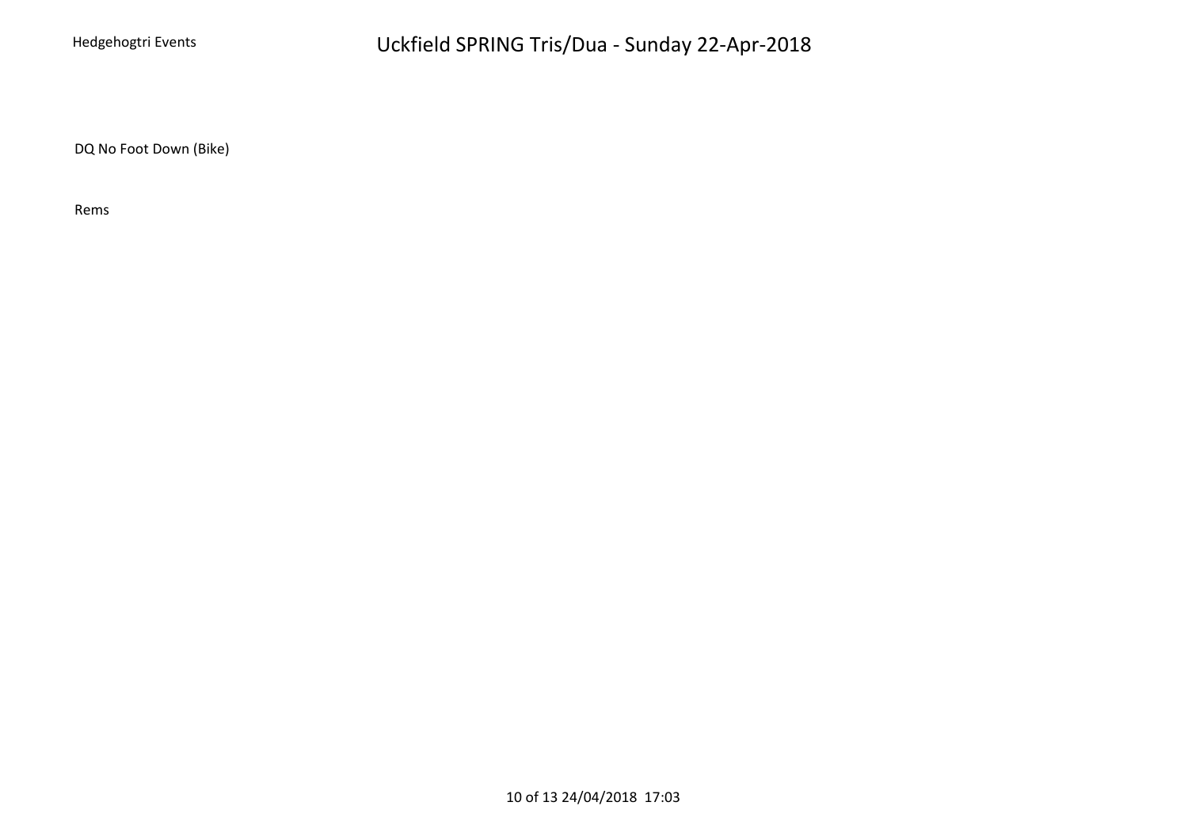DQ No Foot Down (Bike)

Rems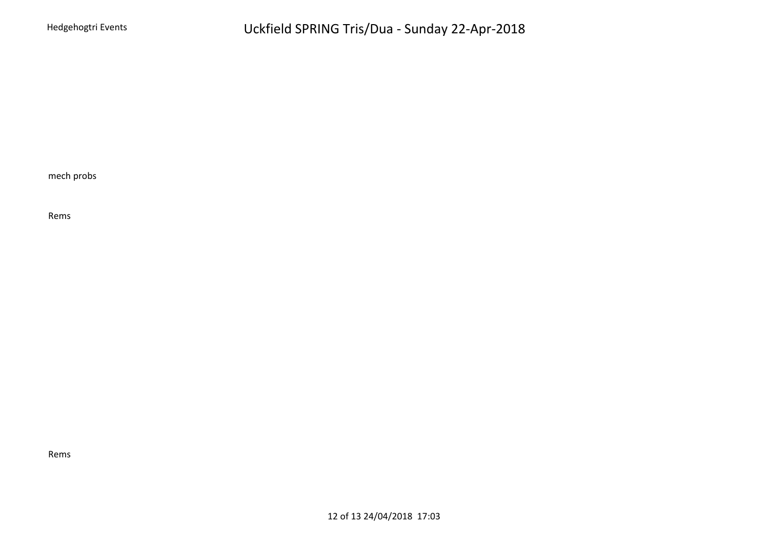mech probs

Rems

Rems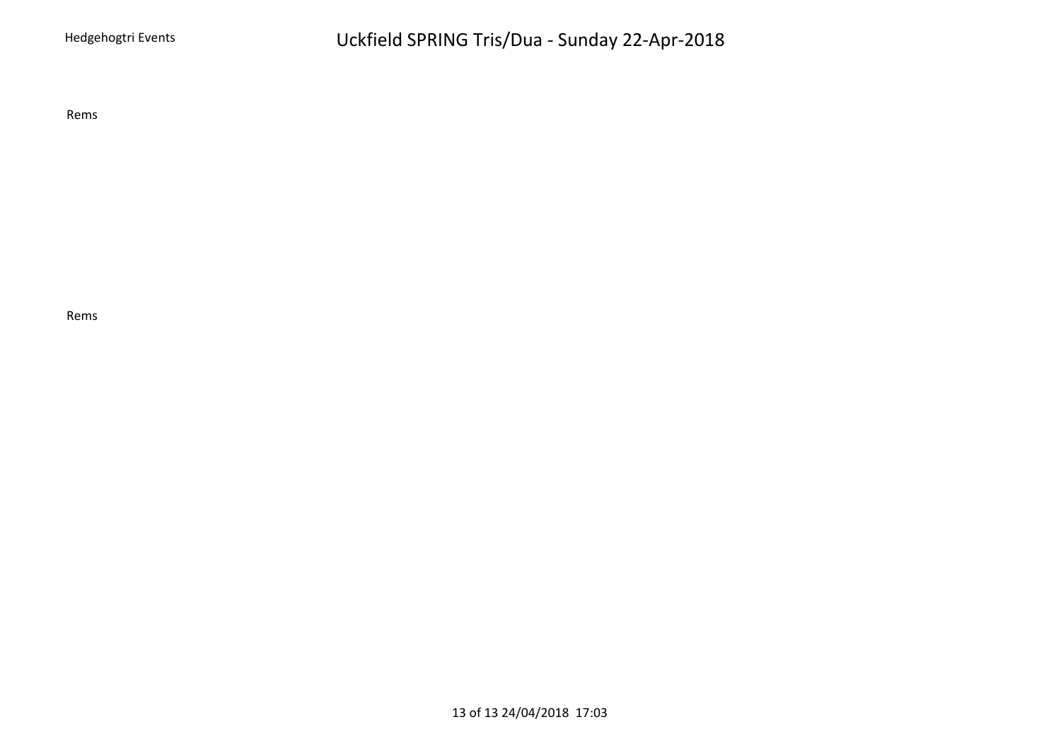Rems

Rems